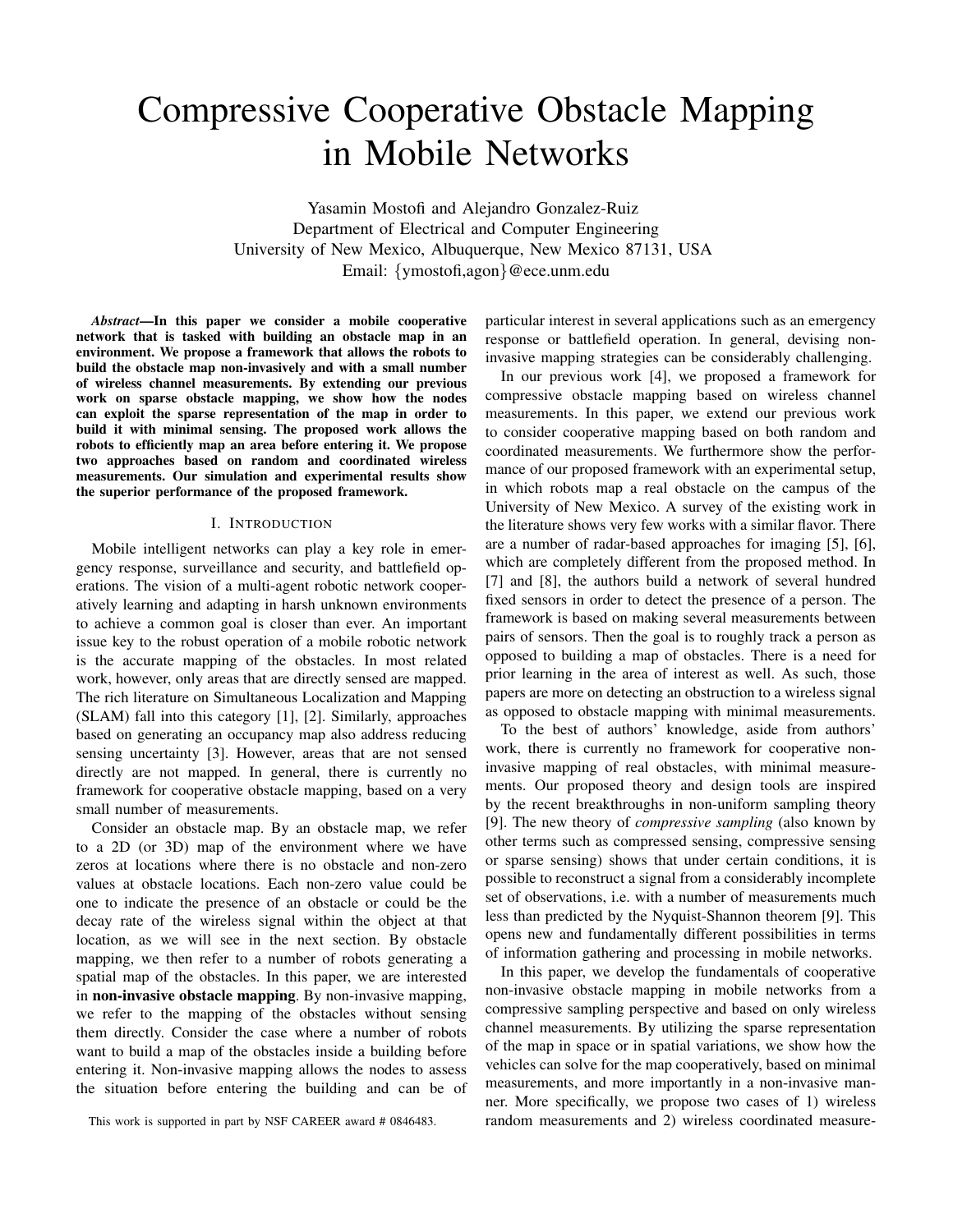# Compressive Cooperative Obstacle Mapping in Mobile Networks

Yasamin Mostofi and Alejandro Gonzalez-Ruiz
Department of Electrical and Computer Engineering
University of New Mexico, Albuquerque, New Mexico 87131, USA
Email: {ymostofi,agon}@ece.unm.edu

***Abstract*—In this paper we consider a mobile cooperative network that is tasked with building an obstacle map in an environment. We propose a framework that allows the robots to build the obstacle map non-invasively and with a small number of wireless channel measurements. By extending our previous work on sparse obstacle mapping, we show how the nodes can exploit the sparse representation of the map in order to build it with minimal sensing. The proposed work allows the robots to efficiently map an area before entering it. We propose two approaches based on random and coordinated wireless measurements. Our simulation and experimental results show the superior performance of the proposed framework.**

## I. Introduction

Mobile intelligent networks can play a key role in emergency response, surveillance and security, and battlefield operations. The vision of a multi-agent robotic network cooperatively learning and adapting in harsh unknown environments to achieve a common goal is closer than ever. An important issue key to the robust operation of a mobile robotic network is the accurate mapping of the obstacles. In most related work, however, only areas that are directly sensed are mapped. The rich literature on Simultaneous Localization and Mapping (SLAM) fall into this category [1], [2]. Similarly, approaches based on generating an occupancy map also address reducing sensing uncertainty [3]. However, areas that are not sensed directly are not mapped. In general, there is currently no framework for cooperative obstacle mapping, based on a very small number of measurements.

Consider an obstacle map. By an obstacle map, we refer to a 2D (or 3D) map of the environment where we have zeros at locations where there is no obstacle and non-zero values at obstacle locations. Each non-zero value could be one to indicate the presence of an obstacle or could be the decay rate of the wireless signal within the object at that location, as we will see in the next section. By obstacle mapping, we then refer to a number of robots generating a spatial map of the obstacles. In this paper, we are interested in **non-invasive obstacle mapping**. By non-invasive mapping, we refer to the mapping of the obstacles without sensing them directly. Consider the case where a number of robots want to build a map of the obstacles inside a building before entering it. Non-invasive mapping allows the nodes to assess the situation before entering the building and can be of particular interest in several applications such as an emergency response or battlefield operation. In general, devising non-invasive mapping strategies can be considerably challenging.

In our previous work [4], we proposed a framework for compressive obstacle mapping based on wireless channel measurements. In this paper, we extend our previous work to consider cooperative mapping based on both random and coordinated measurements. We furthermore show the performance of our proposed framework with an experimental setup, in which robots map a real obstacle on the campus of the University of New Mexico. A survey of the existing work in the literature shows very few works with a similar flavor. There are a number of radar-based approaches for imaging [5], [6], which are completely different from the proposed method. In [7] and [8], the authors build a network of several hundred fixed sensors in order to detect the presence of a person. The framework is based on making several measurements between pairs of sensors. Then the goal is to roughly track a person as opposed to building a map of obstacles. There is a need for prior learning in the area of interest as well. As such, those papers are more on detecting an obstruction to a wireless signal as opposed to obstacle mapping with minimal measurements.

To the best of authors' knowledge, aside from authors' work, there is currently no framework for cooperative non-invasive mapping of real obstacles, with minimal measurements. Our proposed theory and design tools are inspired by the recent breakthroughs in non-uniform sampling theory [9]. The new theory of *compressive sampling* (also known by other terms such as compressed sensing, compressive sensing or sparse sensing) shows that under certain conditions, it is possible to reconstruct a signal from a considerably incomplete set of observations, i.e. with a number of measurements much less than predicted by the Nyquist-Shannon theorem [9]. This opens new and fundamentally different possibilities in terms of information gathering and processing in mobile networks.

In this paper, we develop the fundamentals of cooperative non-invasive obstacle mapping in mobile networks from a compressive sampling perspective and based on only wireless channel measurements. By utilizing the sparse representation of the map in space or in spatial variations, we show how the vehicles can solve for the map cooperatively, based on minimal measurements, and more importantly in a non-invasive manner. More specifically, we propose two cases of 1) wireless random measurements and 2) wireless coordinated measure-

This work is supported in part by NSF CAREER award # 0846483.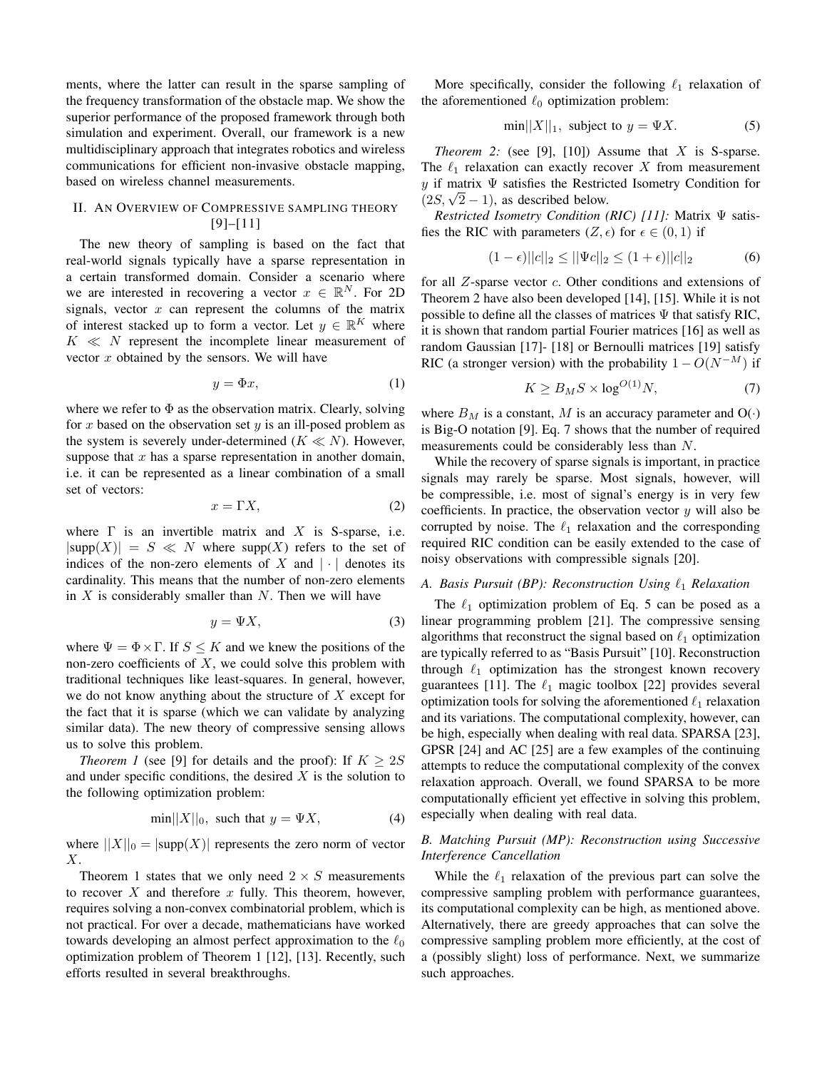ments, where the latter can result in the sparse sampling of the frequency transformation of the obstacle map. We show the superior performance of the proposed framework through both simulation and experiment. Overall, our framework is a new multidisciplinary approach that integrates robotics and wireless communications for efficient non-invasive obstacle mapping, based on wireless channel measurements.

## II. An Overview of Compressive sampling theory [9]–[11]

The new theory of sampling is based on the fact that real-world signals typically have a sparse representation in a certain transformed domain. Consider a scenario where we are interested in recovering a vector $x \in \mathbb{R}^N$. For 2D signals, vector $x$ can represent the columns of the matrix of interest stacked up to form a vector. Let $y \in \mathbb{R}^K$ where $K \ll N$ represent the incomplete linear measurement of vector $x$ obtained by the sensors. We will have

$$y = \Phi x, \tag{1}$$

where we refer to $\Phi$ as the observation matrix. Clearly, solving for $x$ based on the observation set $y$ is an ill-posed problem as the system is severely under-determined ($K \ll N$). However, suppose that $x$ has a sparse representation in another domain, i.e. it can be represented as a linear combination of a small set of vectors:

$$x = \Gamma X, \tag{2}$$

where $\Gamma$ is an invertible matrix and $X$ is S-sparse, i.e. $|\text{supp}(X)| = S \ll N$ where $\text{supp}(X)$ refers to the set of indices of the non-zero elements of $X$ and $|\cdot|$ denotes its cardinality. This means that the number of non-zero elements in $X$ is considerably smaller than $N$. Then we will have

$$y = \Psi X, \tag{3}$$

where $\Psi = \Phi \times \Gamma$. If $S \leq K$ and we knew the positions of the non-zero coefficients of $X$, we could solve this problem with traditional techniques like least-squares. In general, however, we do not know anything about the structure of $X$ except for the fact that it is sparse (which we can validate by analyzing similar data). The new theory of compressive sensing allows us to solve this problem.

*Theorem 1* (see [9] for details and the proof): If $K \geq 2S$ and under specific conditions, the desired $X$ is the solution to the following optimization problem:

$$\min ||X||_0, \text{ such that } y = \Psi X, \tag{4}$$

where $||X||_0 = |\text{supp}(X)|$ represents the zero norm of vector $X$.

Theorem 1 states that we only need $2 \times S$ measurements to recover $X$ and therefore $x$ fully. This theorem, however, requires solving a non-convex combinatorial problem, which is not practical. For over a decade, mathematicians have worked towards developing an almost perfect approximation to the $\ell_0$ optimization problem of Theorem 1 [12], [13]. Recently, such efforts resulted in several breakthroughs.

More specifically, consider the following $\ell_1$ relaxation of the aforementioned $\ell_0$ optimization problem:

$$\min ||X||_1, \text{ subject to } y = \Psi X. \tag{5}$$

*Theorem 2:* (see [9], [10]) Assume that $X$ is S-sparse. The $\ell_1$ relaxation can exactly recover $X$ from measurement $y$ if matrix $\Psi$ satisfies the Restricted Isometry Condition for $(2S, \sqrt{2} - 1)$, as described below.

*Restricted Isometry Condition (RIC) [11]:* Matrix $\Psi$ satisfies the RIC with parameters $(Z, \epsilon)$ for $\epsilon \in (0, 1)$ if

$$(1 - \epsilon)||c||_2 \leq ||\Psi c||_2 \leq (1 + \epsilon)||c||_2 \tag{6}$$

for all $Z$-sparse vector $c$. Other conditions and extensions of Theorem 2 have also been developed [14], [15]. While it is not possible to define all the classes of matrices $\Psi$ that satisfy RIC, it is shown that random partial Fourier matrices [16] as well as random Gaussian [17]- [18] or Bernoulli matrices [19] satisfy RIC (a stronger version) with the probability $1 - O(N^{-M})$ if

$$K \geq B_M S \times \log^{O(1)} N, \tag{7}$$

where $B_M$ is a constant, $M$ is an accuracy parameter and $O(\cdot)$ is Big-O notation [9]. Eq. 7 shows that the number of required measurements could be considerably less than $N$.

While the recovery of sparse signals is important, in practice signals may rarely be sparse. Most signals, however, will be compressible, i.e. most of signal's energy is in very few coefficients. In practice, the observation vector $y$ will also be corrupted by noise. The $\ell_1$ relaxation and the corresponding required RIC condition can be easily extended to the case of noisy observations with compressible signals [20].

### A. Basis Pursuit (BP): Reconstruction Using $\ell_1$ Relaxation

The $\ell_1$ optimization problem of Eq. 5 can be posed as a linear programming problem [21]. The compressive sensing algorithms that reconstruct the signal based on $\ell_1$ optimization are typically referred to as "Basis Pursuit" [10]. Reconstruction through $\ell_1$ optimization has the strongest known recovery guarantees [11]. The $\ell_1$ magic toolbox [22] provides several optimization tools for solving the aforementioned $\ell_1$ relaxation and its variations. The computational complexity, however, can be high, especially when dealing with real data. SPARSA [23], GPSR [24] and AC [25] are a few examples of the continuing attempts to reduce the computational complexity of the convex relaxation approach. Overall, we found SPARSA to be more computationally efficient yet effective in solving this problem, especially when dealing with real data.

### B. Matching Pursuit (MP): Reconstruction using Successive Interference Cancellation

While the $\ell_1$ relaxation of the previous part can solve the compressive sampling problem with performance guarantees, its computational complexity can be high, as mentioned above. Alternatively, there are greedy approaches that can solve the compressive sampling problem more efficiently, at the cost of a (possibly slight) loss of performance. Next, we summarize such approaches.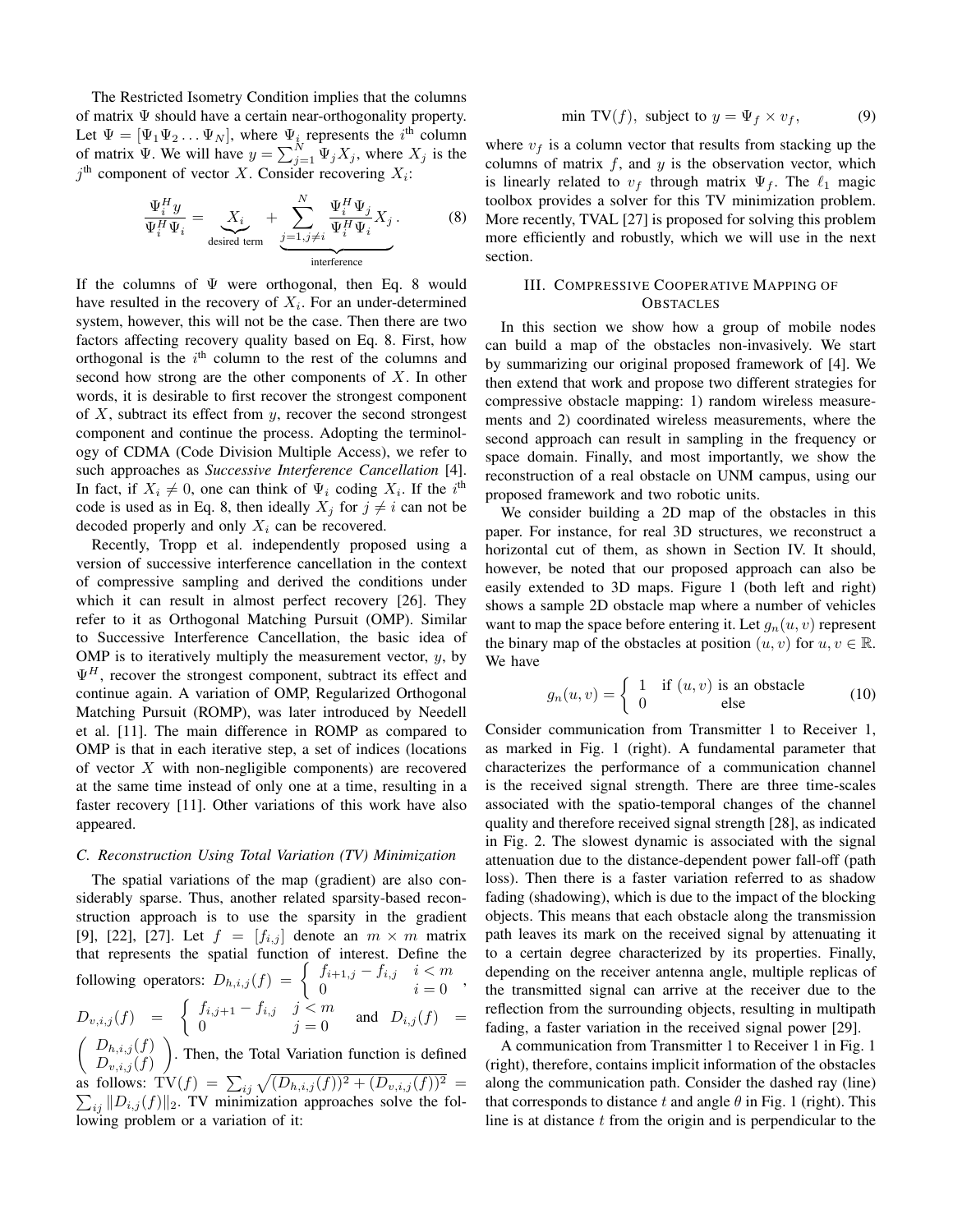The Restricted Isometry Condition implies that the columns of matrix $\Psi$ should have a certain near-orthogonality property. Let $\Psi = [\Psi_1 \Psi_2 \dots \Psi_N]$, where $\Psi_i$ represents the $i^{\text{th}}$ column of matrix $\Psi$. We will have $y = \sum_{j=1}^{N} \Psi_j X_j$, where $X_j$ is the $j^{\text{th}}$ component of vector $X$. Consider recovering $X_i$:

$$\frac{\Psi_i^H y}{\Psi_i^H \Psi_i} = \underbrace{X_i}_{\text{desired term}} + \underbrace{\sum_{j=1, j\neq i}^{N} \frac{\Psi_i^H \Psi_j}{\Psi_i^H \Psi_i} X_j}_{\text{interference}}. \tag{8}$$

If the columns of $\Psi$ were orthogonal, then Eq. 8 would have resulted in the recovery of $X_i$. For an under-determined system, however, this will not be the case. Then there are two factors affecting recovery quality based on Eq. 8. First, how orthogonal is the $i^{\text{th}}$ column to the rest of the columns and second how strong are the other components of $X$. In other words, it is desirable to first recover the strongest component of $X$, subtract its effect from $y$, recover the second strongest component and continue the process. Adopting the terminology of CDMA (Code Division Multiple Access), we refer to such approaches as *Successive Interference Cancellation* [4]. In fact, if $X_i \neq 0$, one can think of $\Psi_i$ coding $X_i$. If the $i^{\text{th}}$ code is used as in Eq. 8, then ideally $X_j$ for $j \neq i$ can not be decoded properly and only $X_i$ can be recovered.

Recently, Tropp et al. independently proposed using a version of successive interference cancellation in the context of compressive sampling and derived the conditions under which it can result in almost perfect recovery [26]. They refer to it as Orthogonal Matching Pursuit (OMP). Similar to Successive Interference Cancellation, the basic idea of OMP is to iteratively multiply the measurement vector, $y$, by $\Psi^H$, recover the strongest component, subtract its effect and continue again. A variation of OMP, Regularized Orthogonal Matching Pursuit (ROMP), was later introduced by Needell et al. [11]. The main difference in ROMP as compared to OMP is that in each iterative step, a set of indices (locations of vector $X$ with non-negligible components) are recovered at the same time instead of only one at a time, resulting in a faster recovery [11]. Other variations of this work have also appeared.

### C. Reconstruction Using Total Variation (TV) Minimization

The spatial variations of the map (gradient) are also considerably sparse. Thus, another related sparsity-based reconstruction approach is to use the sparsity in the gradient [9], [22], [27]. Let $f = [f_{i,j}]$ denote an $m \times m$ matrix that represents the spatial function of interest. Define the following operators: $D_{h,i,j}(f) = \begin{cases} f_{i+1,j} - f_{i,j} & i < m \\ 0 & i = 0 \end{cases}$, $D_{v,i,j}(f) = \begin{cases} f_{i,j+1} - f_{i,j} & j < m \\ 0 & j = 0 \end{cases}$ and $D_{i,j}(f) = \begin{pmatrix} D_{h,i,j}(f) \\ D_{v,i,j}(f) \end{pmatrix}$. Then, the Total Variation function is defined as follows: $\text{TV}(f) = \sum_{ij} \sqrt{(D_{h,i,j}(f))^2 + (D_{v,i,j}(f))^2} = \sum_{ij} \|D_{i,j}(f)\|_2$. TV minimization approaches solve the following problem or a variation of it:

$$\min \text{TV}(f), \text{ subject to } y = \Psi_f \times v_f, \tag{9}$$

where $v_f$ is a column vector that results from stacking up the columns of matrix $f$, and $y$ is the observation vector, which is linearly related to $v_f$ through matrix $\Psi_f$. The $\ell_1$ magic toolbox provides a solver for this TV minimization problem. More recently, TVAL [27] is proposed for solving this problem more efficiently and robustly, which we will use in the next section.

## III. Compressive Cooperative Mapping of Obstacles

In this section we show how a group of mobile nodes can build a map of the obstacles non-invasively. We start by summarizing our original proposed framework of [4]. We then extend that work and propose two different strategies for compressive obstacle mapping: 1) random wireless measurements and 2) coordinated wireless measurements, where the second approach can result in sampling in the frequency or space domain. Finally, and most importantly, we show the reconstruction of a real obstacle on UNM campus, using our proposed framework and two robotic units.

We consider building a 2D map of the obstacles in this paper. For instance, for real 3D structures, we reconstruct a horizontal cut of them, as shown in Section IV. It should, however, be noted that our proposed approach can also be easily extended to 3D maps. Figure 1 (both left and right) shows a sample 2D obstacle map where a number of vehicles want to map the space before entering it. Let $g_n(u, v)$ represent the binary map of the obstacles at position $(u, v)$ for $u, v \in \mathbb{R}$. We have

$$g_n(u, v) = \begin{cases} 1 & \text{if } (u, v) \text{ is an obstacle} \\ 0 & \text{else} \end{cases} \tag{10}$$

Consider communication from Transmitter 1 to Receiver 1, as marked in Fig. 1 (right). A fundamental parameter that characterizes the performance of a communication channel is the received signal strength. There are three time-scales associated with the spatio-temporal changes of the channel quality and therefore received signal strength [28], as indicated in Fig. 2. The slowest dynamic is associated with the signal attenuation due to the distance-dependent power fall-off (path loss). Then there is a faster variation referred to as shadow fading (shadowing), which is due to the impact of the blocking objects. This means that each obstacle along the transmission path leaves its mark on the received signal by attenuating it to a certain degree characterized by its properties. Finally, depending on the receiver antenna angle, multiple replicas of the transmitted signal can arrive at the receiver due to the reflection from the surrounding objects, resulting in multipath fading, a faster variation in the received signal power [29].

A communication from Transmitter 1 to Receiver 1 in Fig. 1 (right), therefore, contains implicit information of the obstacles along the communication path. Consider the dashed ray (line) that corresponds to distance $t$ and angle $\theta$ in Fig. 1 (right). This line is at distance $t$ from the origin and is perpendicular to the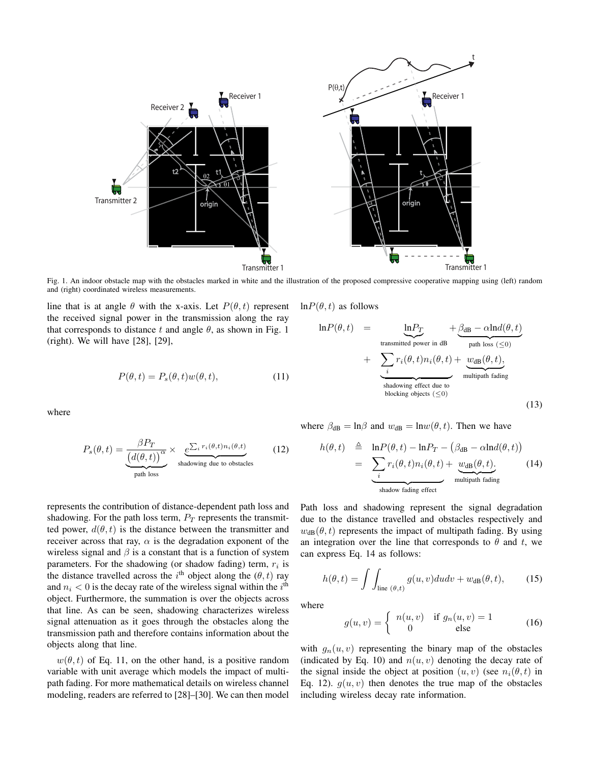Fig. 1. An indoor obstacle map with the obstacles marked in white and the illustration of the proposed compressive cooperative mapping using (left) random and (right) coordinated wireless measurements.

line that is at angle $\theta$ with the x-axis. Let $P(\theta, t)$ represent the received signal power in the transmission along the ray that corresponds to distance $t$ and angle $\theta$, as shown in Fig. 1 (right). We will have [28], [29],

$$P(\theta, t) = P_s(\theta, t) w(\theta, t), \tag{11}$$

where

$$P_s(\theta, t) = \underbrace{\frac{\beta P_T}{\big(d(\theta, t)\big)^{\alpha}}}_{\text{path loss}} \times \underbrace{e^{\sum_i r_i(\theta,t) n_i(\theta,t)}}_{\text{shadowing due to obstacles}} \tag{12}$$

represents the contribution of distance-dependent path loss and shadowing. For the path loss term, $P_T$ represents the transmitted power, $d(\theta, t)$ is the distance between the transmitter and receiver across that ray, $\alpha$ is the degradation exponent of the wireless signal and $\beta$ is a constant that is a function of system parameters. For the shadowing (or shadow fading) term, $r_i$ is the distance travelled across the $i^{\text{th}}$ object along the $(\theta, t)$ ray and $n_i < 0$ is the decay rate of the wireless signal within the $i^{\text{th}}$ object. Furthermore, the summation is over the objects across that line. As can be seen, shadowing characterizes wireless signal attenuation as it goes through the obstacles along the transmission path and therefore contains information about the objects along that line.

$w(\theta, t)$ of Eq. 11, on the other hand, is a positive random variable with unit average which models the impact of multipath fading. For more mathematical details on wireless channel modeling, readers are referred to [28]–[30]. We can then model $\ln P(\theta, t)$ as follows

$$\begin{aligned}\ln P(\theta, t) \;\; = \;\; & \underbrace{\ln P_T}_{\text{transmitted power in dB}} + \underbrace{\beta_{\text{dB}} - \alpha \ln d(\theta, t)}_{\text{path loss } (\leq 0)} \\ & + \underbrace{\sum_i r_i(\theta, t) n_i(\theta, t)}_{\substack{\text{shadowing effect due to} \\ \text{blocking objects } (\leq 0)}} + \underbrace{w_{\text{dB}}(\theta, t)}_{\text{multipath fading}},\end{aligned} \tag{13}$$

where $\beta_{\text{dB}} = \ln \beta$ and $w_{\text{dB}} = \ln w(\theta, t)$. Then we have

$$\begin{aligned} h(\theta, t) \;\; & \triangleq \;\; \ln P(\theta, t) - \ln P_T - \big(\beta_{\text{dB}} - \alpha \ln d(\theta, t)\big) \\ & = \;\; \underbrace{\sum_i r_i(\theta, t) n_i(\theta, t)}_{\text{shadow fading effect}} + \underbrace{w_{\text{dB}}(\theta, t)}_{\text{multipath fading}}. \end{aligned} \tag{14}$$

Path loss and shadowing represent the signal degradation due to the distance travelled and obstacles respectively and $w_{\text{dB}}(\theta, t)$ represents the impact of multipath fading. By using an integration over the line that corresponds to $\theta$ and $t$, we can express Eq. 14 as follows:

$$h(\theta, t) = \int \int_{\text{line } (\theta, t)} g(u, v) du dv + w_{\text{dB}}(\theta, t), \tag{15}$$

where

$$g(u, v) = \begin{cases} n(u, v) & \text{if } g_n(u, v) = 1 \\ 0 & \text{else} \end{cases} \tag{16}$$

with $g_n(u, v)$ representing the binary map of the obstacles (indicated by Eq. 10) and $n(u, v)$ denoting the decay rate of the signal inside the object at position $(u, v)$ (see $n_i(\theta, t)$ in Eq. 12). $g(u, v)$ then denotes the true map of the obstacles including wireless decay rate information.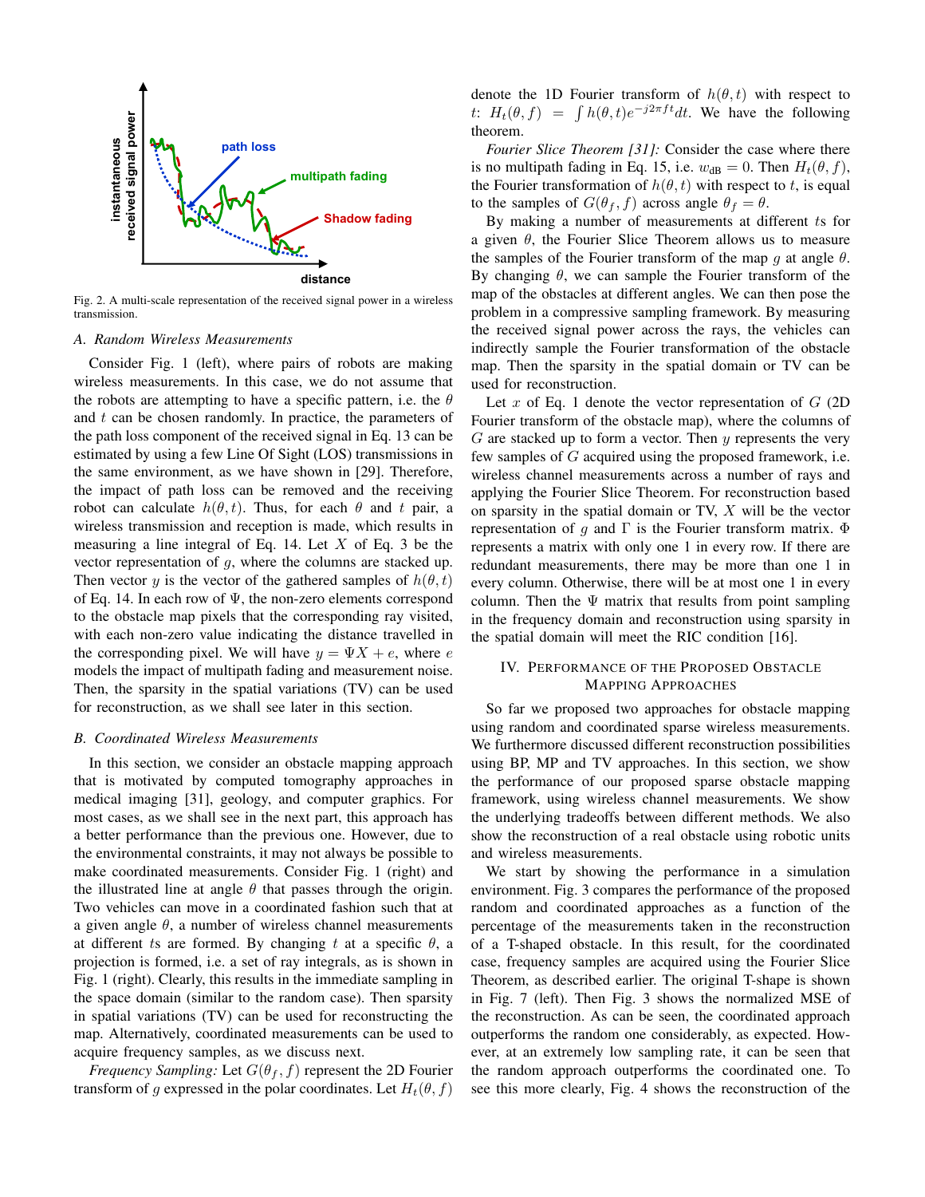Fig. 2. A multi-scale representation of the received signal power in a wireless transmission.

### A. Random Wireless Measurements

Consider Fig. 1 (left), where pairs of robots are making wireless measurements. In this case, we do not assume that the robots are attempting to have a specific pattern, i.e. the $\theta$ and $t$ can be chosen randomly. In practice, the parameters of the path loss component of the received signal in Eq. 13 can be estimated by using a few Line Of Sight (LOS) transmissions in the same environment, as we have shown in [29]. Therefore, the impact of path loss can be removed and the receiving robot can calculate $h(\theta, t)$. Thus, for each $\theta$ and $t$ pair, a wireless transmission and reception is made, which results in measuring a line integral of Eq. 14. Let $X$ of Eq. 3 be the vector representation of $g$, where the columns are stacked up. Then vector $y$ is the vector of the gathered samples of $h(\theta, t)$ of Eq. 14. In each row of $\Psi$, the non-zero elements correspond to the obstacle map pixels that the corresponding ray visited, with each non-zero value indicating the distance travelled in the corresponding pixel. We will have $y = \Psi X + e$, where $e$ models the impact of multipath fading and measurement noise. Then, the sparsity in the spatial variations (TV) can be used for reconstruction, as we shall see later in this section.

### B. Coordinated Wireless Measurements

In this section, we consider an obstacle mapping approach that is motivated by computed tomography approaches in medical imaging [31], geology, and computer graphics. For most cases, as we shall see in the next part, this approach has a better performance than the previous one. However, due to the environmental constraints, it may not always be possible to make coordinated measurements. Consider Fig. 1 (right) and the illustrated line at angle $\theta$ that passes through the origin. Two vehicles can move in a coordinated fashion such that at a given angle $\theta$, a number of wireless channel measurements at different $t$s are formed. By changing $t$ at a specific $\theta$, a projection is formed, i.e. a set of ray integrals, as is shown in Fig. 1 (right). Clearly, this results in the immediate sampling in the space domain (similar to the random case). Then sparsity in spatial variations (TV) can be used for reconstructing the map. Alternatively, coordinated measurements can be used to acquire frequency samples, as we discuss next.

*Frequency Sampling:* Let $G(\theta_f, f)$ represent the 2D Fourier transform of $g$ expressed in the polar coordinates. Let $H_t(\theta, f)$ denote the 1D Fourier transform of $h(\theta, t)$ with respect to $t$: $H_t(\theta, f) = \int h(\theta, t) e^{-j2\pi f t} dt$. We have the following theorem.

*Fourier Slice Theorem [31]:* Consider the case where there is no multipath fading in Eq. 15, i.e. $w_{\text{dB}} = 0$. Then $H_t(\theta, f)$, the Fourier transformation of $h(\theta, t)$ with respect to $t$, is equal to the samples of $G(\theta_f, f)$ across angle $\theta_f = \theta$.

By making a number of measurements at different $t$s for a given $\theta$, the Fourier Slice Theorem allows us to measure the samples of the Fourier transform of the map $g$ at angle $\theta$. By changing $\theta$, we can sample the Fourier transform of the map of the obstacles at different angles. We can then pose the problem in a compressive sampling framework. By measuring the received signal power across the rays, the vehicles can indirectly sample the Fourier transformation of the obstacle map. Then the sparsity in the spatial domain or TV can be used for reconstruction.

Let $x$ of Eq. 1 denote the vector representation of $G$ (2D Fourier transform of the obstacle map), where the columns of $G$ are stacked up to form a vector. Then $y$ represents the very few samples of $G$ acquired using the proposed framework, i.e. wireless channel measurements across a number of rays and applying the Fourier Slice Theorem. For reconstruction based on sparsity in the spatial domain or TV, $X$ will be the vector representation of $g$ and $\Gamma$ is the Fourier transform matrix. $\Phi$ represents a matrix with only one 1 in every row. If there are redundant measurements, there may be more than one 1 in every column. Otherwise, there will be at most one 1 in every column. Then the $\Psi$ matrix that results from point sampling in the frequency domain and reconstruction using sparsity in the spatial domain will meet the RIC condition [16].

## IV. Performance of the Proposed Obstacle Mapping Approaches

So far we proposed two approaches for obstacle mapping using random and coordinated sparse wireless measurements. We furthermore discussed different reconstruction possibilities using BP, MP and TV approaches. In this section, we show the performance of our proposed sparse obstacle mapping framework, using wireless channel measurements. We show the underlying tradeoffs between different methods. We also show the reconstruction of a real obstacle using robotic units and wireless measurements.

We start by showing the performance in a simulation environment. Fig. 3 compares the performance of the proposed random and coordinated approaches as a function of the percentage of the measurements taken in the reconstruction of a T-shaped obstacle. In this result, for the coordinated case, frequency samples are acquired using the Fourier Slice Theorem, as described earlier. The original T-shape is shown in Fig. 7 (left). Then Fig. 3 shows the normalized MSE of the reconstruction. As can be seen, the coordinated approach outperforms the random one considerably, as expected. However, at an extremely low sampling rate, it can be seen that the random approach outperforms the coordinated one. To see this more clearly, Fig. 4 shows the reconstruction of the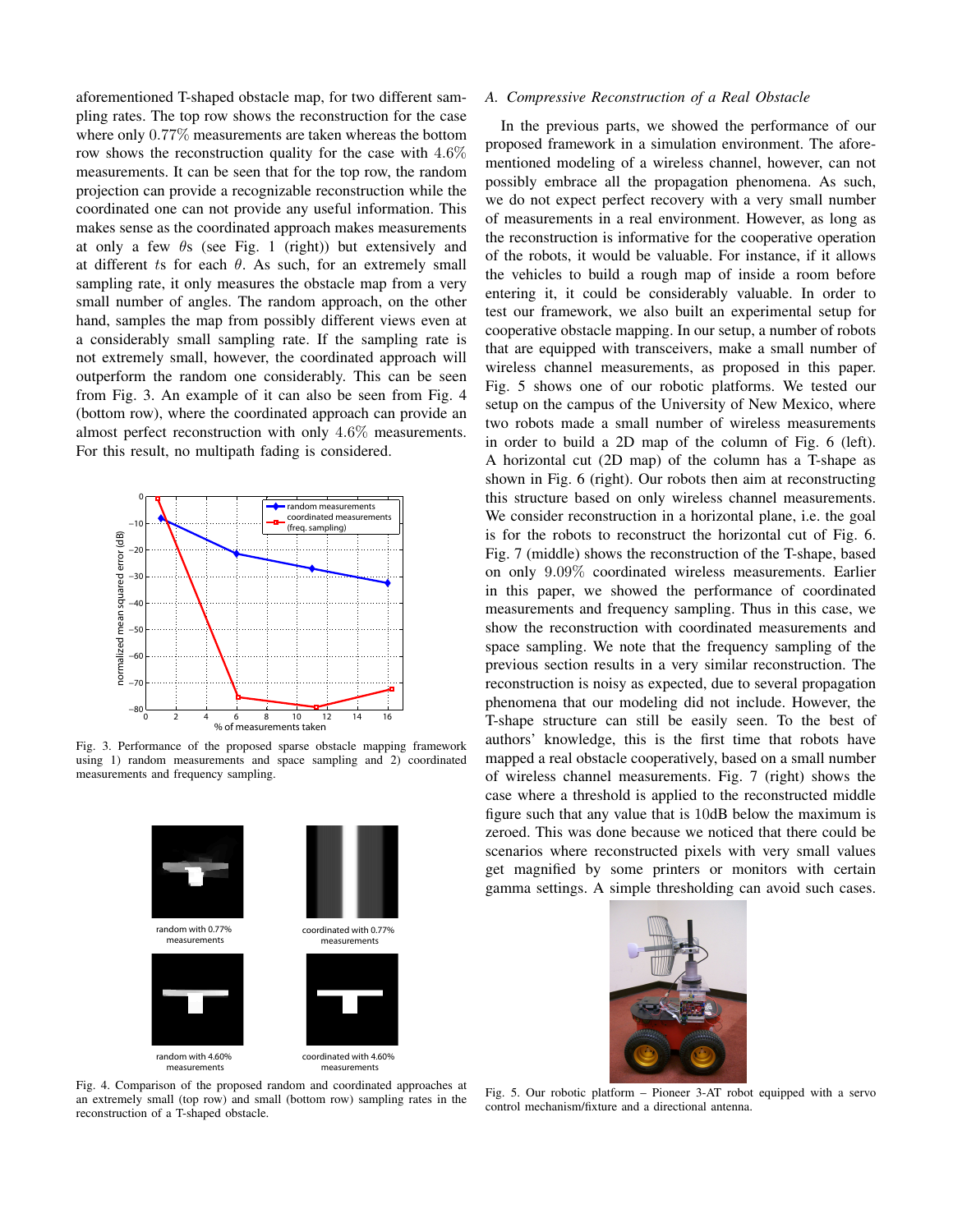aforementioned T-shaped obstacle map, for two different sampling rates. The top row shows the reconstruction for the case where only $0.77\%$ measurements are taken whereas the bottom row shows the reconstruction quality for the case with $4.6\%$ measurements. It can be seen that for the top row, the random projection can provide a recognizable reconstruction while the coordinated one can not provide any useful information. This makes sense as the coordinated approach makes measurements at only a few $\theta$s (see Fig. 1 (right)) but extensively and at different $t$s for each $\theta$. As such, for an extremely small sampling rate, it only measures the obstacle map from a very small number of angles. The random approach, on the other hand, samples the map from possibly different views even at a considerably small sampling rate. If the sampling rate is not extremely small, however, the coordinated approach will outperform the random one considerably. This can be seen from Fig. 3. An example of it can also be seen from Fig. 4 (bottom row), where the coordinated approach can provide an almost perfect reconstruction with only $4.6\%$ measurements. For this result, no multipath fading is considered.

Fig. 3. Performance of the proposed sparse obstacle mapping framework using 1) random measurements and space sampling and 2) coordinated measurements and frequency sampling.

Fig. 4. Comparison of the proposed random and coordinated approaches at an extremely small (top row) and small (bottom row) sampling rates in the reconstruction of a T-shaped obstacle.

### A. Compressive Reconstruction of a Real Obstacle

In the previous parts, we showed the performance of our proposed framework in a simulation environment. The aforementioned modeling of a wireless channel, however, can not possibly embrace all the propagation phenomena. As such, we do not expect perfect recovery with a very small number of measurements in a real environment. However, as long as the reconstruction is informative for the cooperative operation of the robots, it would be valuable. For instance, if it allows the vehicles to build a rough map of inside a room before entering it, it could be considerably valuable. In order to test our framework, we also built an experimental setup for cooperative obstacle mapping. In our setup, a number of robots that are equipped with transceivers, make a small number of wireless channel measurements, as proposed in this paper. Fig. 5 shows one of our robotic platforms. We tested our setup on the campus of the University of New Mexico, where two robots made a small number of wireless measurements in order to build a 2D map of the column of Fig. 6 (left). A horizontal cut (2D map) of the column has a T-shape as shown in Fig. 6 (right). Our robots then aim at reconstructing this structure based on only wireless channel measurements. We consider reconstruction in a horizontal plane, i.e. the goal is for the robots to reconstruct the horizontal cut of Fig. 6. Fig. 7 (middle) shows the reconstruction of the T-shape, based on only $9.09\%$ coordinated wireless measurements. Earlier in this paper, we showed the performance of coordinated measurements and frequency sampling. Thus in this case, we show the reconstruction with coordinated measurements and space sampling. We note that the frequency sampling of the previous section results in a very similar reconstruction. The reconstruction is noisy as expected, due to several propagation phenomena that our modeling did not include. However, the T-shape structure can still be easily seen. To the best of authors' knowledge, this is the first time that robots have mapped a real obstacle cooperatively, based on a small number of wireless channel measurements. Fig. 7 (right) shows the case where a threshold is applied to the reconstructed middle figure such that any value that is 10dB below the maximum is zeroed. This was done because we noticed that there could be scenarios where reconstructed pixels with very small values get magnified by some printers or monitors with certain gamma settings. A simple thresholding can avoid such cases.

Fig. 5. Our robotic platform – Pioneer 3-AT robot equipped with a servo control mechanism/fixture and a directional antenna.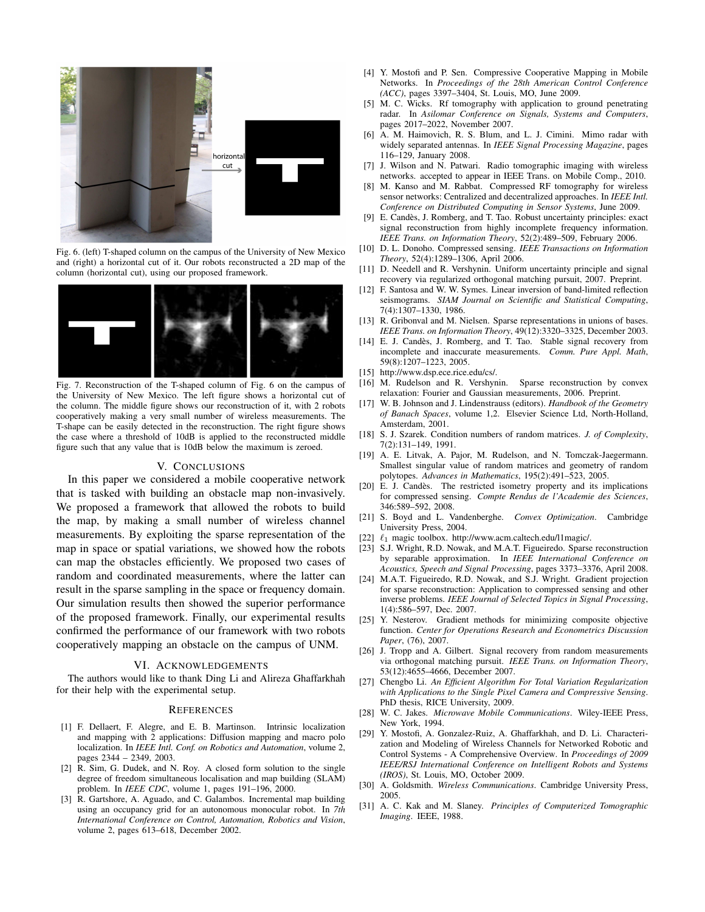horizontal cut

Fig. 6. (left) T-shaped column on the campus of the University of New Mexico and (right) a horizontal cut of it. Our robots reconstructed a 2D map of the column (horizontal cut), using our proposed framework.

Fig. 7. Reconstruction of the T-shaped column of Fig. 6 on the campus of the University of New Mexico. The left figure shows a horizontal cut of the column. The middle figure shows our reconstruction of it, with 2 robots cooperatively making a very small number of wireless measurements. The T-shape can be easily detected in the reconstruction. The right figure shows the case where a threshold of 10dB is applied to the reconstructed middle figure such that any value that is 10dB below the maximum is zeroed.

## V. Conclusions

In this paper we considered a mobile cooperative network that is tasked with building an obstacle map non-invasively. We proposed a framework that allowed the robots to build the map, by making a small number of wireless channel measurements. By exploiting the sparse representation of the map in space or spatial variations, we showed how the robots can map the obstacles efficiently. We proposed two cases of random and coordinated measurements, where the latter can result in the sparse sampling in the space or frequency domain. Our simulation results then showed the superior performance of the proposed framework. Finally, our experimental results confirmed the performance of our framework with two robots cooperatively mapping an obstacle on the campus of UNM.

## VI. Acknowledgements

The authors would like to thank Ding Li and Alireza Ghaffarkhah for their help with the experimental setup.

## References

[1] F. Dellaert, F. Alegre, and E. B. Martinson. Intrinsic localization and mapping with 2 applications: Diffusion mapping and macro polo localization. In *IEEE Intl. Conf. on Robotics and Automation*, volume 2, pages 2344 – 2349, 2003.

[2] R. Sim, G. Dudek, and N. Roy. A closed form solution to the single degree of freedom simultaneous localisation and map building (SLAM) problem. In *IEEE CDC*, volume 1, pages 191–196, 2000.

[3] R. Gartshore, A. Aguado, and C. Galambos. Incremental map building using an occupancy grid for an autonomous monocular robot. In *7th International Conference on Control, Automation, Robotics and Vision*, volume 2, pages 613–618, December 2002.

[4] Y. Mostofi and P. Sen. Compressive Cooperative Mapping in Mobile Networks. In *Proceedings of the 28th American Control Conference (ACC)*, pages 3397–3404, St. Louis, MO, June 2009.

[5] M. C. Wicks. Rf tomography with application to ground penetrating radar. In *Asilomar Conference on Signals, Systems and Computers*, pages 2017–2022, November 2007.

[6] A. M. Haimovich, R. S. Blum, and L. J. Cimini. Mimo radar with widely separated antennas. In *IEEE Signal Processing Magazine*, pages 116–129, January 2008.

[7] J. Wilson and N. Patwari. Radio tomographic imaging with wireless networks. accepted to appear in IEEE Trans. on Mobile Comp., 2010.

[8] M. Kanso and M. Rabbat. Compressed RF tomography for wireless sensor networks: Centralized and decentralized approaches. In *IEEE Intl. Conference on Distributed Computing in Sensor Systems*, June 2009.

[9] E. Candès, J. Romberg, and T. Tao. Robust uncertainty principles: exact signal reconstruction from highly incomplete frequency information. *IEEE Trans. on Information Theory*, 52(2):489–509, February 2006.

[10] D. L. Donoho. Compressed sensing. *IEEE Transactions on Information Theory*, 52(4):1289–1306, April 2006.

[11] D. Needell and R. Vershynin. Uniform uncertainty principle and signal recovery via regularized orthogonal matching pursuit, 2007. Preprint.

[12] F. Santosa and W. W. Symes. Linear inversion of band-limited reflection seismograms. *SIAM Journal on Scientific and Statistical Computing*, 7(4):1307–1330, 1986.

[13] R. Gribonval and M. Nielsen. Sparse representations in unions of bases. *IEEE Trans. on Information Theory*, 49(12):3320–3325, December 2003.

[14] E. J. Candès, J. Romberg, and T. Tao. Stable signal recovery from incomplete and inaccurate measurements. *Comm. Pure Appl. Math*, 59(8):1207–1223, 2005.

[15] http://www.dsp.ece.rice.edu/cs/.

[16] M. Rudelson and R. Vershynin. Sparse reconstruction by convex relaxation: Fourier and Gaussian measurements, 2006. Preprint.

[17] W. B. Johnson and J. Lindenstrauss (editors). *Handbook of the Geometry of Banach Spaces*, volume 1,2. Elsevier Science Ltd, North-Holland, Amsterdam, 2001.

[18] S. J. Szarek. Condition numbers of random matrices. *J. of Complexity*, 7(2):131–149, 1991.

[19] A. E. Litvak, A. Pajor, M. Rudelson, and N. Tomczak-Jaegermann. Smallest singular value of random matrices and geometry of random polytopes. *Advances in Mathematics*, 195(2):491–523, 2005.

[20] E. J. Candès. The restricted isometry property and its implications for compressed sensing. *Compte Rendus de l'Academie des Sciences*, 346:589–592, 2008.

[21] S. Boyd and L. Vandenberghe. *Convex Optimization*. Cambridge University Press, 2004.

[22] $\ell_1$ magic toolbox. http://www.acm.caltech.edu/l1magic/.

[23] S.J. Wright, R.D. Nowak, and M.A.T. Figueiredo. Sparse reconstruction by separable approximation. In *IEEE International Conference on Acoustics, Speech and Signal Processing*, pages 3373–3376, April 2008.

[24] M.A.T. Figueiredo, R.D. Nowak, and S.J. Wright. Gradient projection for sparse reconstruction: Application to compressed sensing and other inverse problems. *IEEE Journal of Selected Topics in Signal Processing*, 1(4):586–597, Dec. 2007.

[25] Y. Nesterov. Gradient methods for minimizing composite objective function. *Center for Operations Research and Econometrics Discussion Paper*, (76), 2007.

[26] J. Tropp and A. Gilbert. Signal recovery from random measurements via orthogonal matching pursuit. *IEEE Trans. on Information Theory*, 53(12):4655–4666, December 2007.

[27] Chengbo Li. *An Efficient Algorithm For Total Variation Regularization with Applications to the Single Pixel Camera and Compressive Sensing*. PhD thesis, RICE University, 2009.

[28] W. C. Jakes. *Microwave Mobile Communications*. Wiley-IEEE Press, New York, 1994.

[29] Y. Mostofi, A. Gonzalez-Ruiz, A. Ghaffarkhah, and D. Li. Characterization and Modeling of Wireless Channels for Networked Robotic and Control Systems - A Comprehensive Overview. In *Proceedings of 2009 IEEE/RSJ International Conference on Intelligent Robots and Systems (IROS)*, St. Louis, MO, October 2009.

[30] A. Goldsmith. *Wireless Communications*. Cambridge University Press, 2005.

[31] A. C. Kak and M. Slaney. *Principles of Computerized Tomographic Imaging*. IEEE, 1988.